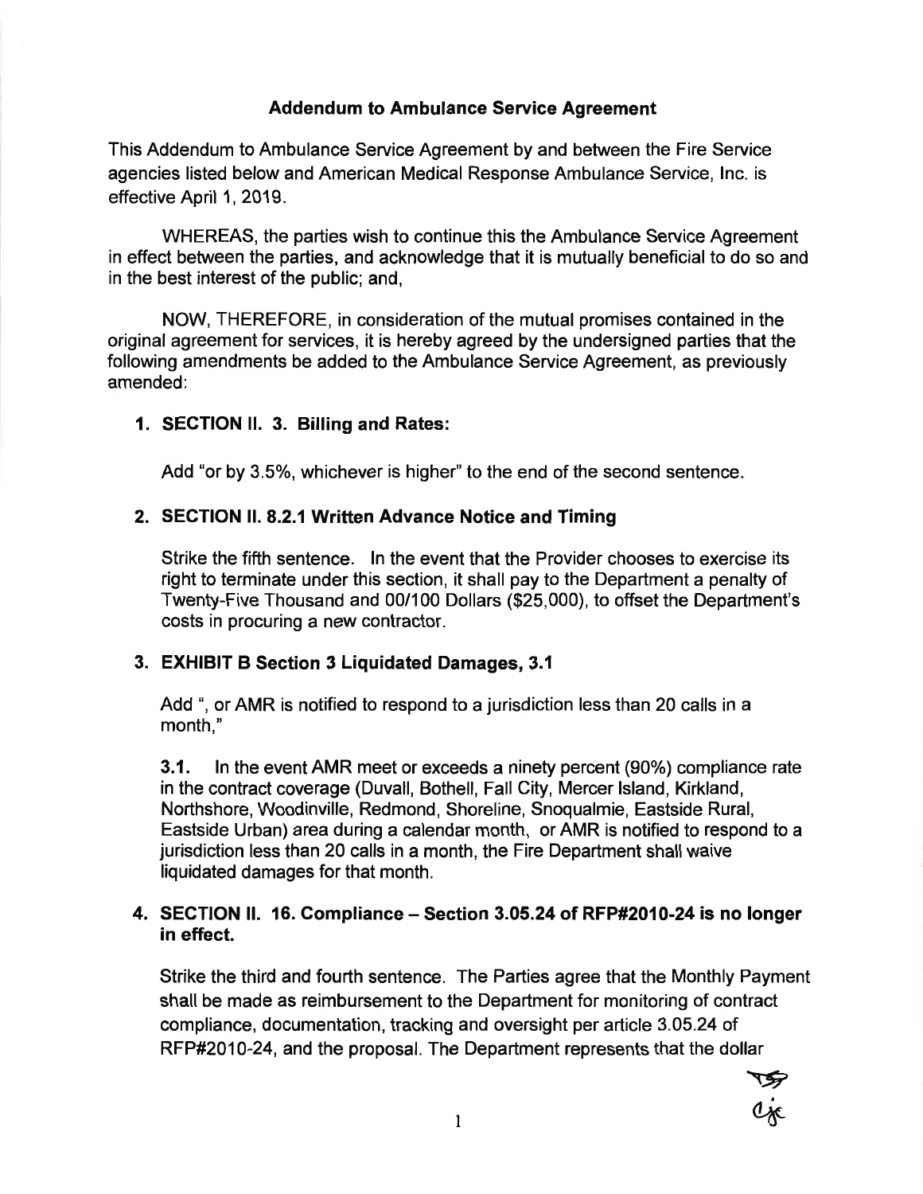## Addendum to Ambulance Service Agreement

This Addendum to Ambulance Service Agreement by and between the Fire Service agencies listed below and American Medical Response Ambulance Service, Inc. is effective April 1, 2019.

WHEREAS, the parties wish to continue this the Ambulance Service Agreement in effect between the parties, and acknowledge that it is mutually beneficial to do so and in the best interest of the public; and,

NOW, THEREFORE, in consideration of the mutual promises contained in the original agreement for services, it is hereby agreed by the undersigned parties that the following amendments be added to the Ambulance Service Agreement, as previously amended:

1. **SECTION II. 3. Billing and Rates:**

   Add "or by 3.5%, whichever is higher" to the end of the second sentence.

2. **SECTION II. 8.2.1 Written Advance Notice and Timing**

   Strike the fifth sentence. In the event that the Provider chooses to exercise its right to terminate under this section, it shall pay to the Department a penalty of Twenty-Five Thousand and 00/100 Dollars ($25,000), to offset the Department's costs in procuring a new contractor.

3. **EXHIBIT B Section 3 Liquidated Damages, 3.1**

   Add ", or AMR is notified to respond to a jurisdiction less than 20 calls in a month,"

   **3.1.** In the event AMR meet or exceeds a ninety percent (90%) compliance rate in the contract coverage (Duvall, Bothell, Fall City, Mercer Island, Kirkland, Northshore, Woodinville, Redmond, Shoreline, Snoqualmie, Eastside Rural, Eastside Urban) area during a calendar month, or AMR is notified to respond to a jurisdiction less than 20 calls in a month, the Fire Department shall waive liquidated damages for that month.

4. **SECTION II. 16. Compliance – Section 3.05.24 of RFP#2010-24 is no longer in effect.**

   Strike the third and fourth sentence. The Parties agree that the Monthly Payment shall be made as reimbursement to the Department for monitoring of contract compliance, documentation, tracking and oversight per article 3.05.24 of RFP#2010-24, and the proposal. The Department represents that the dollar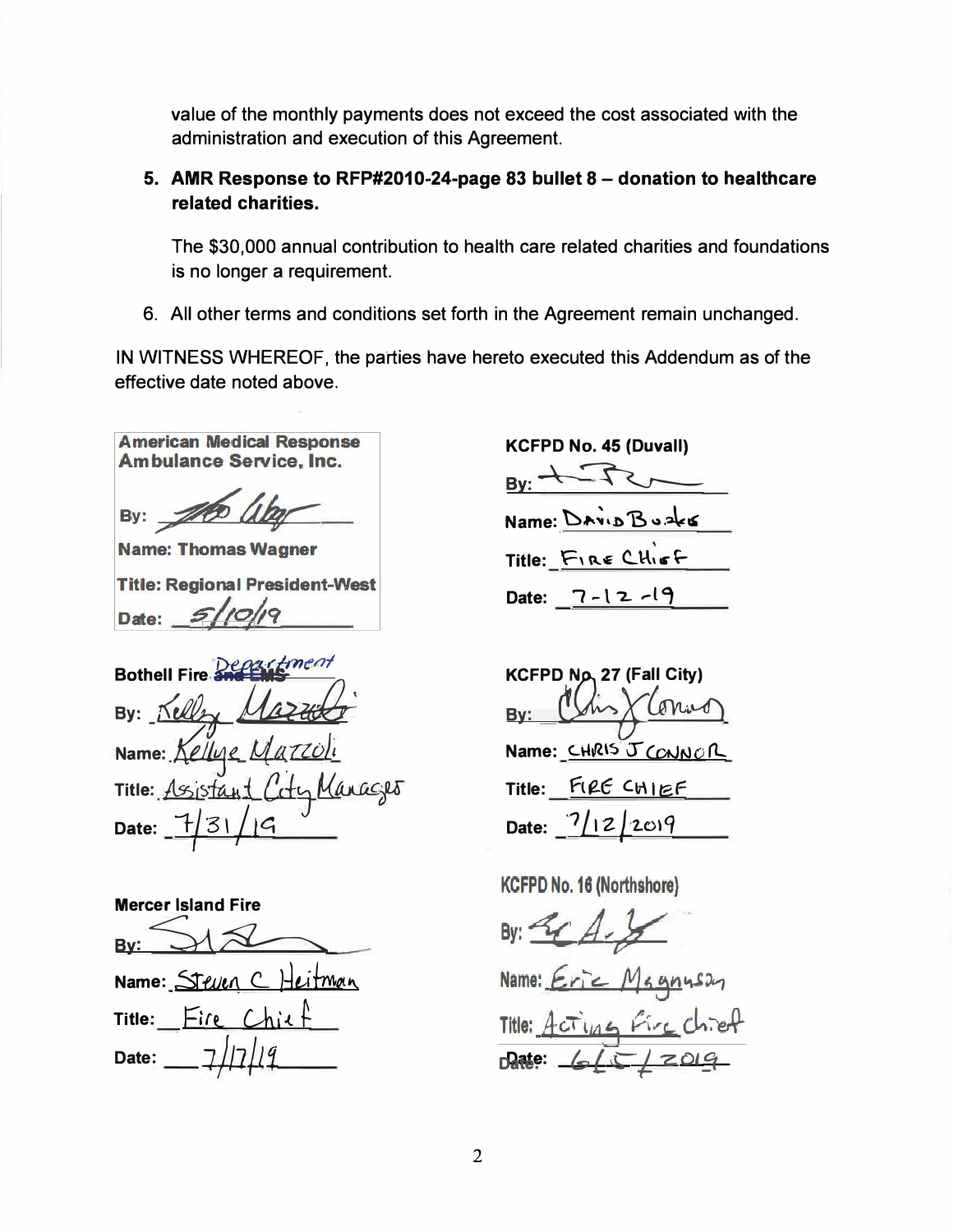value of the monthly payments does not exceed the cost associated with the administration and execution of this Agreement.

5. **AMR Response to RFP#2010-24-page 83 bullet 8 – donation to healthcare related charities.**

   The $30,000 annual contribution to health care related charities and foundations is no longer a requirement.

6. All other terms and conditions set forth in the Agreement remain unchanged.

IN WITNESS WHEREOF, the parties have hereto executed this Addendum as of the effective date noted above.

**American Medical Response Ambulance Service, Inc.**

By: [signature]

**Name: Thomas Wagner**

**Title: Regional President-West**

Date: 5/10/19

**KCFPD No. 45 (Duvall)**

By: [signature]

Name: David Burke

Title: Fire Chief

Date: 7-12-19

**Bothell Fire ~~and EMS~~ Department**

By: Kellye Mazzoli

Name: Kellye Mazzoli

Title: Assistant City Manager

Date: 7/31/19

**KCFPD No. 27 (Fall City)**

By: Chris J Connor

Name: CHRIS J CONNOR

Title: FIRE CHIEF

Date: 7/12/2019

**Mercer Island Fire**

By: [signature]

Name: Steven C Heitman

Title: Fire Chief

Date: 7/17/19

**KCFPD No. 16 (Northshore)**

By: [signature]

Name: Eric Magnuson

Title: Acting Fire Chief

Date: 6/5/2019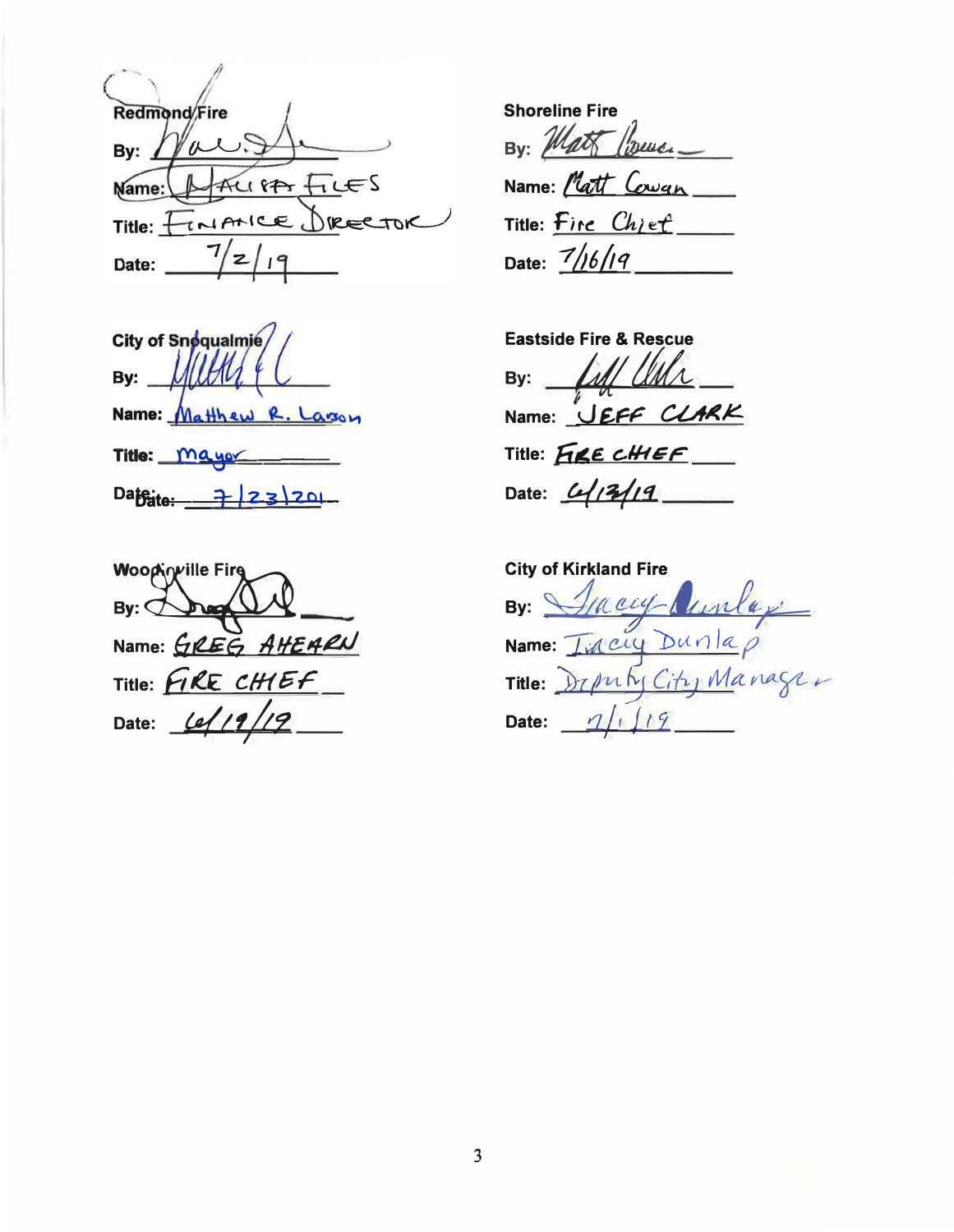**Redmond Fire**

By: *[signature]*

Name: MALISA FILES

Title: FINANCE DIRECTOR

Date: 7/2/19

**Shoreline Fire**

By: *[signature]*

Name: Matt Cowan

Title: Fire Chief

Date: 7/16/19

**City of Snoqualmie**

By: *[signature]*

Name: Matthew R. Larson

Title: Mayor

Date: 7/23/201

**Eastside Fire & Rescue**

By: *[signature]*

Name: JEFF CLARK

Title: FIRE CHIEF

Date: 6/13/19

**Woodinville Fire**

By: *[signature]*

Name: GREG AHEARN

Title: FIRE CHIEF

Date: 6/19/19

**City of Kirkland Fire**

By: *[signature]*

Name: Tracey Dunlap

Title: Deputy City Manager

Date: 7/1/19